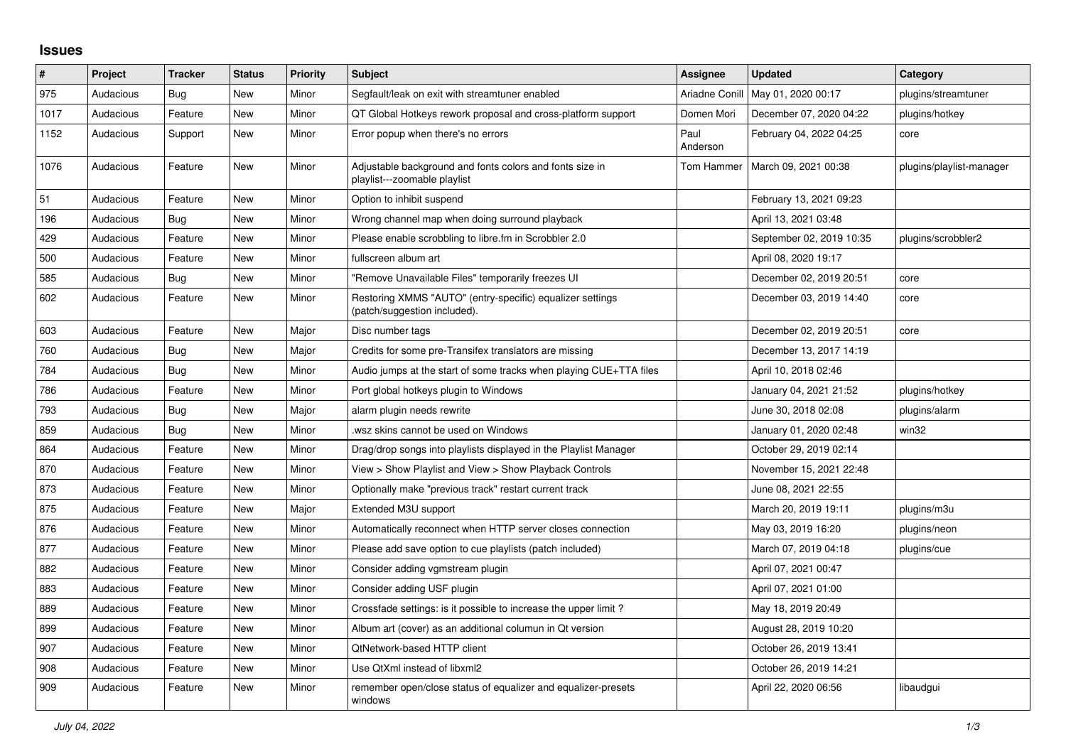# Issues

| # | Project | Tracker | Status | Priority | Subject | Assignee | Updated | Category |
|---|---|---|---|---|---|---|---|---|
| 975 | Audacious | Bug | New | Minor | Segfault/leak on exit with streamtuner enabled | Ariadne Conill | May 01, 2020 00:17 | plugins/streamtuner |
| 1017 | Audacious | Feature | New | Minor | QT Global Hotkeys rework proposal and cross-platform support | Domen Mori | December 07, 2020 04:22 | plugins/hotkey |
| 1152 | Audacious | Support | New | Minor | Error popup when there's no errors | Paul Anderson | February 04, 2022 04:25 | core |
| 1076 | Audacious | Feature | New | Minor | Adjustable background and fonts colors and fonts size in playlist---zoomable playlist | Tom Hammer | March 09, 2021 00:38 | plugins/playlist-manager |
| 51 | Audacious | Feature | New | Minor | Option to inhibit suspend | | February 13, 2021 09:23 | |
| 196 | Audacious | Bug | New | Minor | Wrong channel map when doing surround playback | | April 13, 2021 03:48 | |
| 429 | Audacious | Feature | New | Minor | Please enable scrobbling to libre.fm in Scrobbler 2.0 | | September 02, 2019 10:35 | plugins/scrobbler2 |
| 500 | Audacious | Feature | New | Minor | fullscreen album art | | April 08, 2020 19:17 | |
| 585 | Audacious | Bug | New | Minor | "Remove Unavailable Files" temporarily freezes UI | | December 02, 2019 20:51 | core |
| 602 | Audacious | Feature | New | Minor | Restoring XMMS "AUTO" (entry-specific) equalizer settings (patch/suggestion included). | | December 03, 2019 14:40 | core |
| 603 | Audacious | Feature | New | Major | Disc number tags | | December 02, 2019 20:51 | core |
| 760 | Audacious | Bug | New | Major | Credits for some pre-Transifex translators are missing | | December 13, 2017 14:19 | |
| 784 | Audacious | Bug | New | Minor | Audio jumps at the start of some tracks when playing CUE+TTA files | | April 10, 2018 02:46 | |
| 786 | Audacious | Feature | New | Minor | Port global hotkeys plugin to Windows | | January 04, 2021 21:52 | plugins/hotkey |
| 793 | Audacious | Bug | New | Major | alarm plugin needs rewrite | | June 30, 2018 02:08 | plugins/alarm |
| 859 | Audacious | Bug | New | Minor | .wsz skins cannot be used on Windows | | January 01, 2020 02:48 | win32 |
| 864 | Audacious | Feature | New | Minor | Drag/drop songs into playlists displayed in the Playlist Manager | | October 29, 2019 02:14 | |
| 870 | Audacious | Feature | New | Minor | View > Show Playlist and View > Show Playback Controls | | November 15, 2021 22:48 | |
| 873 | Audacious | Feature | New | Minor | Optionally make "previous track" restart current track | | June 08, 2021 22:55 | |
| 875 | Audacious | Feature | New | Major | Extended M3U support | | March 20, 2019 19:11 | plugins/m3u |
| 876 | Audacious | Feature | New | Minor | Automatically reconnect when HTTP server closes connection | | May 03, 2019 16:20 | plugins/neon |
| 877 | Audacious | Feature | New | Minor | Please add save option to cue playlists (patch included) | | March 07, 2019 04:18 | plugins/cue |
| 882 | Audacious | Feature | New | Minor | Consider adding vgmstream plugin | | April 07, 2021 00:47 | |
| 883 | Audacious | Feature | New | Minor | Consider adding USF plugin | | April 07, 2021 01:00 | |
| 889 | Audacious | Feature | New | Minor | Crossfade settings: is it possible to increase the upper limit ? | | May 18, 2019 20:49 | |
| 899 | Audacious | Feature | New | Minor | Album art (cover) as an additional columun in Qt version | | August 28, 2019 10:20 | |
| 907 | Audacious | Feature | New | Minor | QtNetwork-based HTTP client | | October 26, 2019 13:41 | |
| 908 | Audacious | Feature | New | Minor | Use QtXml instead of libxml2 | | October 26, 2019 14:21 | |
| 909 | Audacious | Feature | New | Minor | remember open/close status of equalizer and equalizer-presets windows | | April 22, 2020 06:56 | libaudgui |

*July 04, 2022*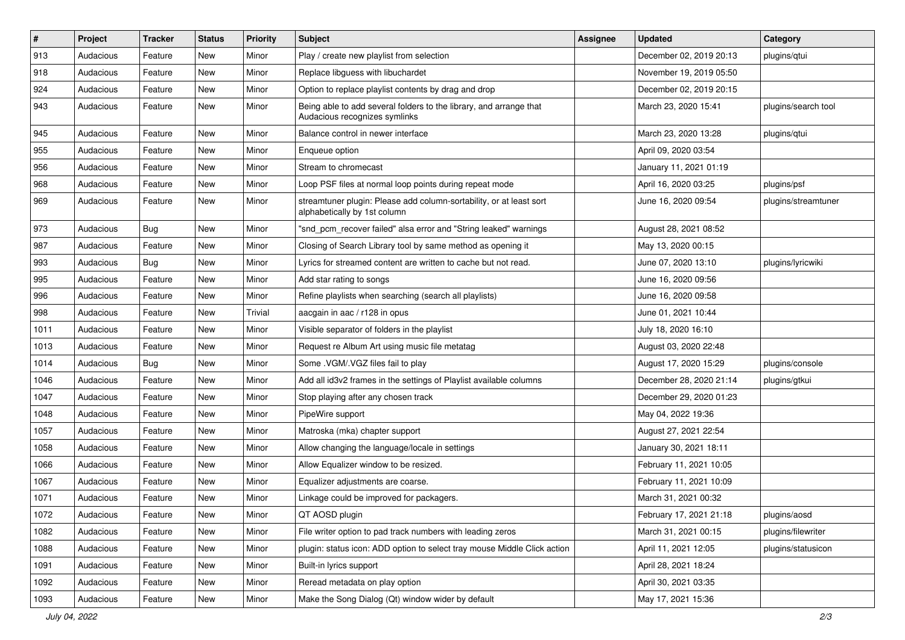| # | Project | Tracker | Status | Priority | Subject | Assignee | Updated | Category |
|---|---|---|---|---|---|---|---|---|
| 913 | Audacious | Feature | New | Minor | Play / create new playlist from selection | | December 02, 2019 20:13 | plugins/qtui |
| 918 | Audacious | Feature | New | Minor | Replace libguess with libuchardet | | November 19, 2019 05:50 | |
| 924 | Audacious | Feature | New | Minor | Option to replace playlist contents by drag and drop | | December 02, 2019 20:15 | |
| 943 | Audacious | Feature | New | Minor | Being able to add several folders to the library, and arrange that Audacious recognizes symlinks | | March 23, 2020 15:41 | plugins/search tool |
| 945 | Audacious | Feature | New | Minor | Balance control in newer interface | | March 23, 2020 13:28 | plugins/qtui |
| 955 | Audacious | Feature | New | Minor | Enqueue option | | April 09, 2020 03:54 | |
| 956 | Audacious | Feature | New | Minor | Stream to chromecast | | January 11, 2021 01:19 | |
| 968 | Audacious | Feature | New | Minor | Loop PSF files at normal loop points during repeat mode | | April 16, 2020 03:25 | plugins/psf |
| 969 | Audacious | Feature | New | Minor | streamtuner plugin: Please add column-sortability, or at least sort alphabetically by 1st column | | June 16, 2020 09:54 | plugins/streamtuner |
| 973 | Audacious | Bug | New | Minor | "snd_pcm_recover failed" alsa error and "String leaked" warnings | | August 28, 2021 08:52 | |
| 987 | Audacious | Feature | New | Minor | Closing of Search Library tool by same method as opening it | | May 13, 2020 00:15 | |
| 993 | Audacious | Bug | New | Minor | Lyrics for streamed content are written to cache but not read. | | June 07, 2020 13:10 | plugins/lyricwiki |
| 995 | Audacious | Feature | New | Minor | Add star rating to songs | | June 16, 2020 09:56 | |
| 996 | Audacious | Feature | New | Minor | Refine playlists when searching (search all playlists) | | June 16, 2020 09:58 | |
| 998 | Audacious | Feature | New | Trivial | aacgain in aac / r128 in opus | | June 01, 2021 10:44 | |
| 1011 | Audacious | Feature | New | Minor | Visible separator of folders in the playlist | | July 18, 2020 16:10 | |
| 1013 | Audacious | Feature | New | Minor | Request re Album Art using music file metatag | | August 03, 2020 22:48 | |
| 1014 | Audacious | Bug | New | Minor | Some .VGM/.VGZ files fail to play | | August 17, 2020 15:29 | plugins/console |
| 1046 | Audacious | Feature | New | Minor | Add all id3v2 frames in the settings of Playlist available columns | | December 28, 2020 21:14 | plugins/gtkui |
| 1047 | Audacious | Feature | New | Minor | Stop playing after any chosen track | | December 29, 2020 01:23 | |
| 1048 | Audacious | Feature | New | Minor | PipeWire support | | May 04, 2022 19:36 | |
| 1057 | Audacious | Feature | New | Minor | Matroska (mka) chapter support | | August 27, 2021 22:54 | |
| 1058 | Audacious | Feature | New | Minor | Allow changing the language/locale in settings | | January 30, 2021 18:11 | |
| 1066 | Audacious | Feature | New | Minor | Allow Equalizer window to be resized. | | February 11, 2021 10:05 | |
| 1067 | Audacious | Feature | New | Minor | Equalizer adjustments are coarse. | | February 11, 2021 10:09 | |
| 1071 | Audacious | Feature | New | Minor | Linkage could be improved for packagers. | | March 31, 2021 00:32 | |
| 1072 | Audacious | Feature | New | Minor | QT AOSD plugin | | February 17, 2021 21:18 | plugins/aosd |
| 1082 | Audacious | Feature | New | Minor | File writer option to pad track numbers with leading zeros | | March 31, 2021 00:15 | plugins/filewriter |
| 1088 | Audacious | Feature | New | Minor | plugin: status icon: ADD option to select tray mouse Middle Click action | | April 11, 2021 12:05 | plugins/statusicon |
| 1091 | Audacious | Feature | New | Minor | Built-in lyrics support | | April 28, 2021 18:24 | |
| 1092 | Audacious | Feature | New | Minor | Reread metadata on play option | | April 30, 2021 03:35 | |
| 1093 | Audacious | Feature | New | Minor | Make the Song Dialog (Qt) window wider by default | | May 17, 2021 15:36 | |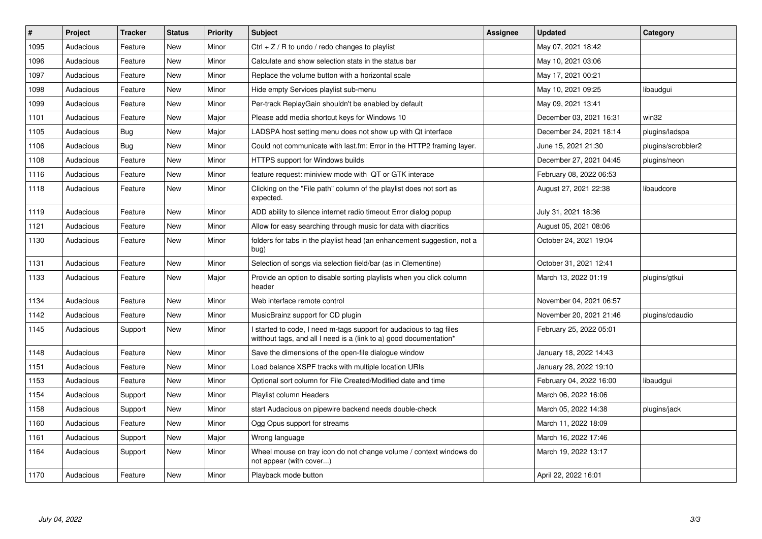| # | Project | Tracker | Status | Priority | Subject | Assignee | Updated | Category |
| --- | --- | --- | --- | --- | --- | --- | --- | --- |
| 1095 | Audacious | Feature | New | Minor | Ctrl + Z / R to undo / redo changes to playlist | | May 07, 2021 18:42 | |
| 1096 | Audacious | Feature | New | Minor | Calculate and show selection stats in the status bar | | May 10, 2021 03:06 | |
| 1097 | Audacious | Feature | New | Minor | Replace the volume button with a horizontal scale | | May 17, 2021 00:21 | |
| 1098 | Audacious | Feature | New | Minor | Hide empty Services playlist sub-menu | | May 10, 2021 09:25 | libaudgui |
| 1099 | Audacious | Feature | New | Minor | Per-track ReplayGain shouldn't be enabled by default | | May 09, 2021 13:41 | |
| 1101 | Audacious | Feature | New | Major | Please add media shortcut keys for Windows 10 | | December 03, 2021 16:31 | win32 |
| 1105 | Audacious | Bug | New | Major | LADSPA host setting menu does not show up with Qt interface | | December 24, 2021 18:14 | plugins/ladspa |
| 1106 | Audacious | Bug | New | Minor | Could not communicate with last.fm: Error in the HTTP2 framing layer. | | June 15, 2021 21:30 | plugins/scrobbler2 |
| 1108 | Audacious | Feature | New | Minor | HTTPS support for Windows builds | | December 27, 2021 04:45 | plugins/neon |
| 1116 | Audacious | Feature | New | Minor | feature request: miniview mode with QT or GTK interace | | February 08, 2022 06:53 | |
| 1118 | Audacious | Feature | New | Minor | Clicking on the "File path" column of the playlist does not sort as expected. | | August 27, 2021 22:38 | libaudcore |
| 1119 | Audacious | Feature | New | Minor | ADD ability to silence internet radio timeout Error dialog popup | | July 31, 2021 18:36 | |
| 1121 | Audacious | Feature | New | Minor | Allow for easy searching through music for data with diacritics | | August 05, 2021 08:06 | |
| 1130 | Audacious | Feature | New | Minor | folders for tabs in the playlist head (an enhancement suggestion, not a bug) | | October 24, 2021 19:04 | |
| 1131 | Audacious | Feature | New | Minor | Selection of songs via selection field/bar (as in Clementine) | | October 31, 2021 12:41 | |
| 1133 | Audacious | Feature | New | Major | Provide an option to disable sorting playlists when you click column header | | March 13, 2022 01:19 | plugins/gtkui |
| 1134 | Audacious | Feature | New | Minor | Web interface remote control | | November 04, 2021 06:57 | |
| 1142 | Audacious | Feature | New | Minor | MusicBrainz support for CD plugin | | November 20, 2021 21:46 | plugins/cdaudio |
| 1145 | Audacious | Support | New | Minor | I started to code, I need m-tags support for audacious to tag files witthout tags, and all I need is a (link to a) good documentation* | | February 25, 2022 05:01 | |
| 1148 | Audacious | Feature | New | Minor | Save the dimensions of the open-file dialogue window | | January 18, 2022 14:43 | |
| 1151 | Audacious | Feature | New | Minor | Load balance XSPF tracks with multiple location URIs | | January 28, 2022 19:10 | |
| 1153 | Audacious | Feature | New | Minor | Optional sort column for File Created/Modified date and time | | February 04, 2022 16:00 | libaudgui |
| 1154 | Audacious | Support | New | Minor | Playlist column Headers | | March 06, 2022 16:06 | |
| 1158 | Audacious | Support | New | Minor | start Audacious on pipewire backend needs double-check | | March 05, 2022 14:38 | plugins/jack |
| 1160 | Audacious | Feature | New | Minor | Ogg Opus support for streams | | March 11, 2022 18:09 | |
| 1161 | Audacious | Support | New | Major | Wrong language | | March 16, 2022 17:46 | |
| 1164 | Audacious | Support | New | Minor | Wheel mouse on tray icon do not change volume / context windows do not appear (with cover...) | | March 19, 2022 13:17 | |
| 1170 | Audacious | Feature | New | Minor | Playback mode button | | April 22, 2022 16:01 | |

*July 04, 2022*